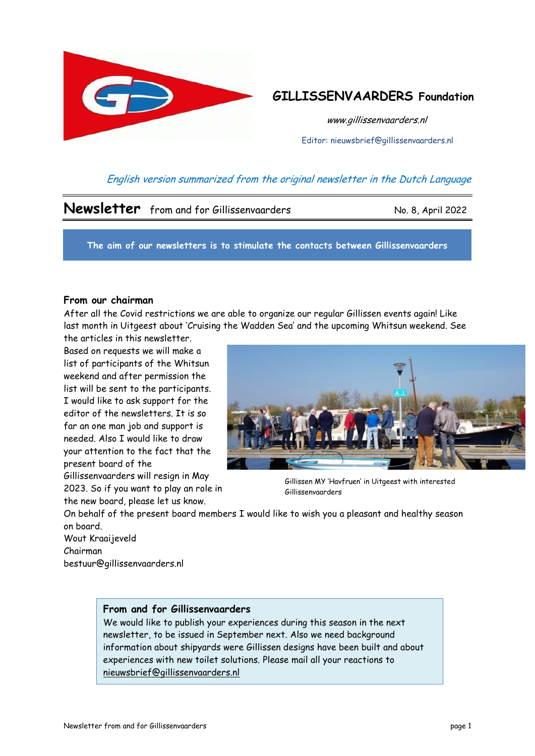# GILLISSENVAARDERS Foundation

*www.gillissenvaarders.nl*

Editor: nieuwsbrief@gillissenvaarders.nl

*English version summarized from the original newsletter in the Dutch Language*

---

**Newsletter** from and for Gillissenvaarders — No. 8, April 2022

---

**The aim of our newsletters is to stimulate the contacts between Gillissenvaarders**

## From our chairman

After all the Covid restrictions we are able to organize our regular Gillissen events again! Like last month in Uitgeest about 'Cruising the Wadden Sea' and the upcoming Whitsun weekend. See the articles in this newsletter.

Based on requests we will make a list of participants of the Whitsun weekend and after permission the list will be sent to the participants. I would like to ask support for the editor of the newsletters. It is so far an one man job and support is needed. Also I would like to draw your attention to the fact that the present board of the Gillissenvaarders will resign in May 2023. So if you want to play an role in the new board, please let us know.

Gillissen MY 'Havfruen' in Uitgeest with interested Gillissenvaarders

On behalf of the present board members I would like to wish you a pleasant and healthy season on board.

Wout Kraaijeveld
Chairman
bestuur@gillissenvaarders.nl

## From and for Gillissenvaarders

We would like to publish your experiences during this season in the next newsletter, to be issued in September next. Also we need background information about shipyards were Gillissen designs have been built and about experiences with new toilet solutions. Please mail all your reactions to nieuwsbrief@gillissenvaarders.nl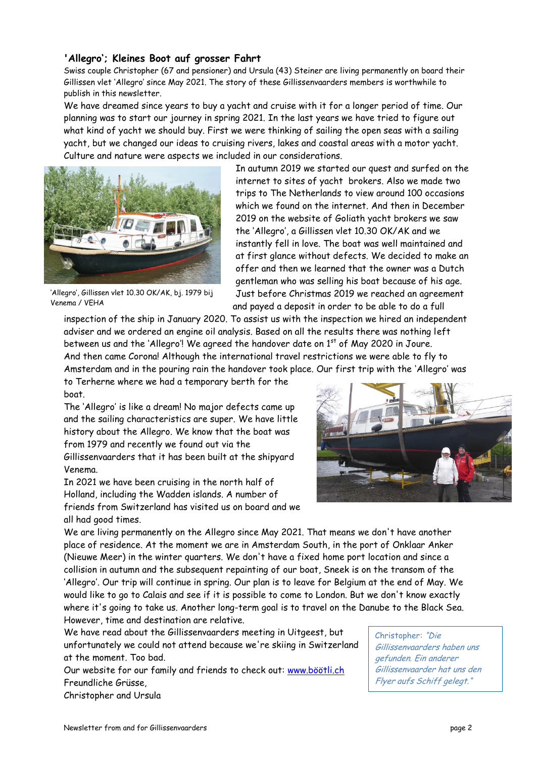## 'Allegro'; Kleines Boot auf grosser Fahrt

Swiss couple Christopher (67 and pensioner) and Ursula (43) Steiner are living permanently on board their Gillissen vlet 'Allegro' since May 2021. The story of these Gillissenvaarders members is worthwhile to publish in this newsletter.

We have dreamed since years to buy a yacht and cruise with it for a longer period of time. Our planning was to start our journey in spring 2021. In the last years we have tried to figure out what kind of yacht we should buy. First we were thinking of sailing the open seas with a sailing yacht, but we changed our ideas to cruising rivers, lakes and coastal areas with a motor yacht. Culture and nature were aspects we included in our considerations.

'Allegro', Gillissen vlet 10.30 OK/AK, bj. 1979 bij Venema / VEHA

In autumn 2019 we started our quest and surfed on the internet to sites of yacht brokers. Also we made two trips to The Netherlands to view around 100 occasions which we found on the internet. And then in December 2019 on the website of Goliath yacht brokers we saw the 'Allegro', a Gillissen vlet 10.30 OK/AK and we instantly fell in love. The boat was well maintained and at first glance without defects. We decided to make an offer and then we learned that the owner was a Dutch gentleman who was selling his boat because of his age. Just before Christmas 2019 we reached an agreement and payed a deposit in order to be able to do a full inspection of the ship in January 2020. To assist us with the inspection we hired an independent adviser and we ordered an engine oil analysis. Based on all the results there was nothing left between us and the 'Allegro'! We agreed the handover date on 1st of May 2020 in Joure.

And then came Corona! Although the international travel restrictions we were able to fly to Amsterdam and in the pouring rain the handover took place. Our first trip with the 'Allegro' was to Terherne where we had a temporary berth for the boat.

The 'Allegro' is like a dream! No major defects came up and the sailing characteristics are super. We have little history about the Allegro. We know that the boat was from 1979 and recently we found out via the Gillissenvaarders that it has been built at the shipyard Venema.

In 2021 we have been cruising in the north half of Holland, including the Wadden islands. A number of friends from Switzerland has visited us on board and we all had good times.

We are living permanently on the Allegro since May 2021. That means we don't have another place of residence. At the moment we are in Amsterdam South, in the port of Onklaar Anker (Nieuwe Meer) in the winter quarters. We don't have a fixed home port location and since a collision in autumn and the subsequent repainting of our boat, Sneek is on the transom of the 'Allegro'. Our trip will continue in spring. Our plan is to leave for Belgium at the end of May. We would like to go to Calais and see if it is possible to come to London. But we don't know exactly where it's going to take us. Another long-term goal is to travel on the Danube to the Black Sea. However, time and destination are relative.

We have read about the Gillissenvaarders meeting in Uitgeest, but unfortunately we could not attend because we're skiing in Switzerland at the moment. Too bad.

Our website for our family and friends to check out: [www.böötli.ch](http://www.böötli.ch)

Freundliche Grüsse,

Christopher and Ursula

> Christopher: *"Die Gillissenvaarders haben uns gefunden. Ein anderer Gillissenvaarder hat uns den Flyer aufs Schiff gelegt."*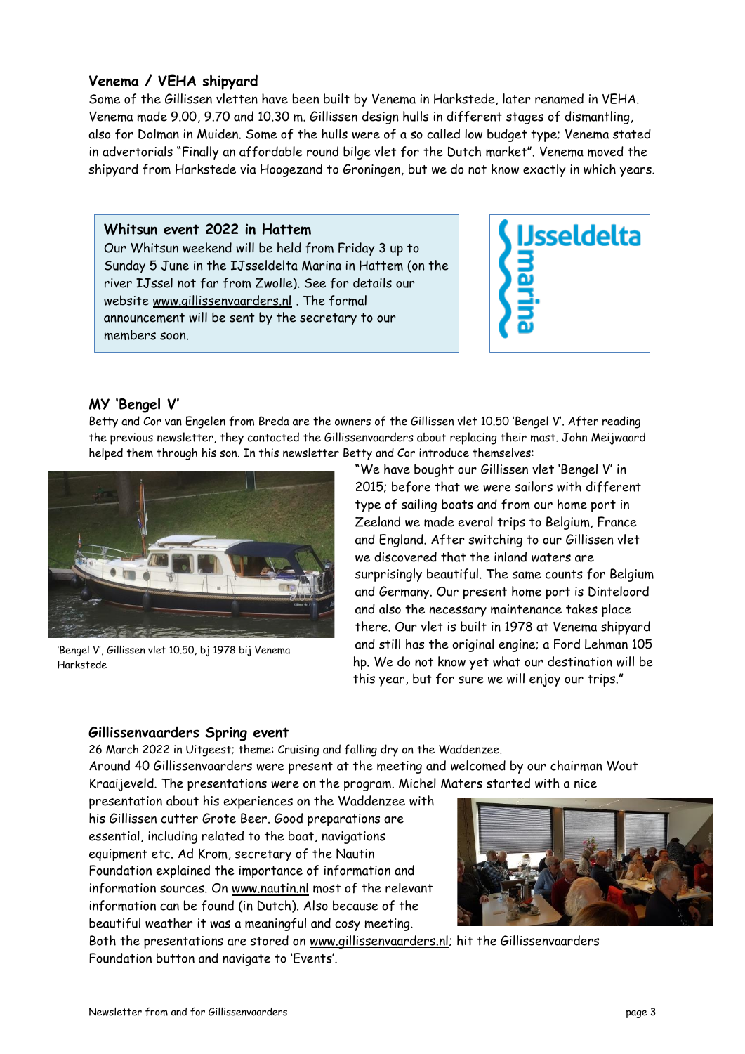### Venema / VEHA shipyard

Some of the Gillissen vletten have been built by Venema in Harkstede, later renamed in VEHA. Venema made 9.00, 9.70 and 10.30 m. Gillissen design hulls in different stages of dismantling, also for Dolman in Muiden. Some of the hulls were of a so called low budget type; Venema stated in advertorials "Finally an affordable round bilge vlet for the Dutch market". Venema moved the shipyard from Harkstede via Hoogezand to Groningen, but we do not know exactly in which years.

**Whitsun event 2022 in Hattem**

Our Whitsun weekend will be held from Friday 3 up to Sunday 5 June in the IJsseldelta Marina in Hattem (on the river IJssel not far from Zwolle). See for details our website www.gillissenvaarders.nl . The formal announcement will be sent by the secretary to our members soon.

IJsseldelta marina

### MY 'Bengel V'

Betty and Cor van Engelen from Breda are the owners of the Gillissen vlet 10.50 'Bengel V'. After reading the previous newsletter, they contacted the Gillissenvaarders about replacing their mast. John Meijwaard helped them through his son. In this newsletter Betty and Cor introduce themselves:

'Bengel V', Gillissen vlet 10.50, bj 1978 bij Venema Harkstede

"We have bought our Gillissen vlet 'Bengel V' in 2015; before that we were sailors with different type of sailing boats and from our home port in Zeeland we made everal trips to Belgium, France and England. After switching to our Gillissen vlet we discovered that the inland waters are surprisingly beautiful. The same counts for Belgium and Germany. Our present home port is Dinteloord and also the necessary maintenance takes place there. Our vlet is built in 1978 at Venema shipyard and still has the original engine; a Ford Lehman 105 hp. We do not know yet what our destination will be this year, but for sure we will enjoy our trips."

### Gillissenvaarders Spring event

26 March 2022 in Uitgeest; theme: Cruising and falling dry on the Waddenzee.

Around 40 Gillissenvaarders were present at the meeting and welcomed by our chairman Wout Kraaijeveld. The presentations were on the program. Michel Maters started with a nice presentation about his experiences on the Waddenzee with his Gillissen cutter Grote Beer. Good preparations are essential, including related to the boat, navigations equipment etc. Ad Krom, secretary of the Nautin Foundation explained the importance of information and information sources. On www.nautin.nl most of the relevant information can be found (in Dutch). Also because of the beautiful weather it was a meaningful and cosy meeting. Both the presentations are stored on www.gillissenvaarders.nl; hit the Gillissenvaarders Foundation button and navigate to 'Events'.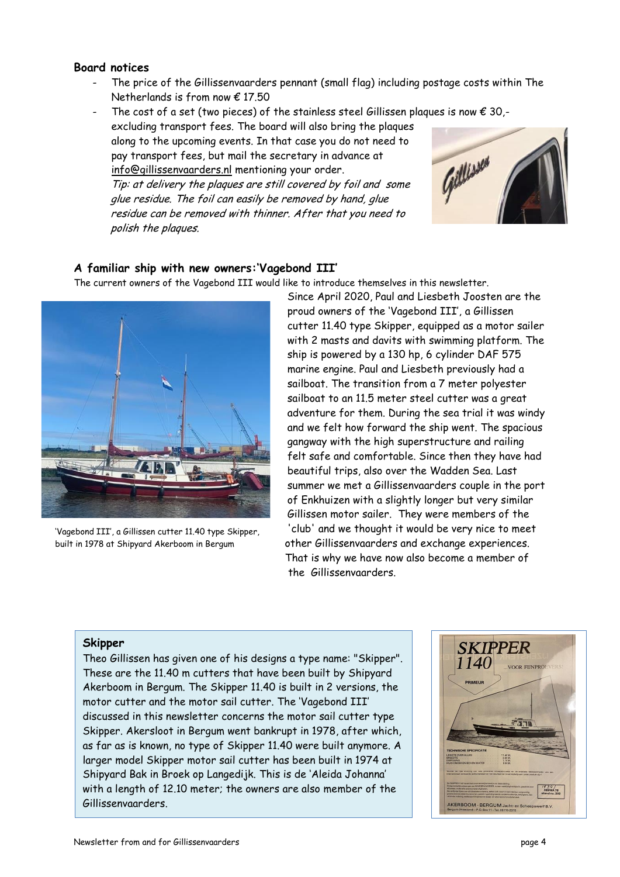### Board notices

- The price of the Gillissenvaarders pennant (small flag) including postage costs within The Netherlands is from now € 17.50
- The cost of a set (two pieces) of the stainless steel Gillissen plaques is now € 30,- excluding transport fees. The board will also bring the plaques along to the upcoming events. In that case you do not need to pay transport fees, but mail the secretary in advance at info@gillissenvaarders.nl mentioning your order. *Tip: at delivery the plaques are still covered by foil and some glue residue. The foil can easily be removed by hand, glue residue can be removed with thinner. After that you need to polish the plaques.*

### A familiar ship with new owners:'Vagebond III'

The current owners of the Vagebond III would like to introduce themselves in this newsletter.

'Vagebond III', a Gillissen cutter 11.40 type Skipper, built in 1978 at Shipyard Akerboom in Bergum

Since April 2020, Paul and Liesbeth Joosten are the proud owners of the 'Vagebond III', a Gillissen cutter 11.40 type Skipper, equipped as a motor sailer with 2 masts and davits with swimming platform. The ship is powered by a 130 hp, 6 cylinder DAF 575 marine engine. Paul and Liesbeth previously had a sailboat. The transition from a 7 meter polyester sailboat to an 11.5 meter steel cutter was a great adventure for them. During the sea trial it was windy and we felt how forward the ship went. The spacious gangway with the high superstructure and railing felt safe and comfortable. Since then they have had beautiful trips, also over the Wadden Sea. Last summer we met a Gillissenvaarders couple in the port of Enkhuizen with a slightly longer but very similar Gillissen motor sailer. They were members of the 'club' and we thought it would be very nice to meet other Gillissenvaarders and exchange experiences. That is why we have now also become a member of the Gillissenvaarders.

**Skipper**

Theo Gillissen has given one of his designs a type name: "Skipper". These are the 11.40 m cutters that have been built by Shipyard Akerboom in Bergum. The Skipper 11.40 is built in 2 versions, the motor cutter and the motor sail cutter. The 'Vagebond III' discussed in this newsletter concerns the motor sail cutter type Skipper. Akersloot in Bergum went bankrupt in 1978, after which, as far as is known, no type of Skipper 11.40 were built anymore. A larger model Skipper motor sail cutter has been built in 1974 at Shipyard Bak in Broek op Langedijk. This is de 'Aleida Johanna' with a length of 12.10 meter; the owners are also member of the Gillissenvaarders.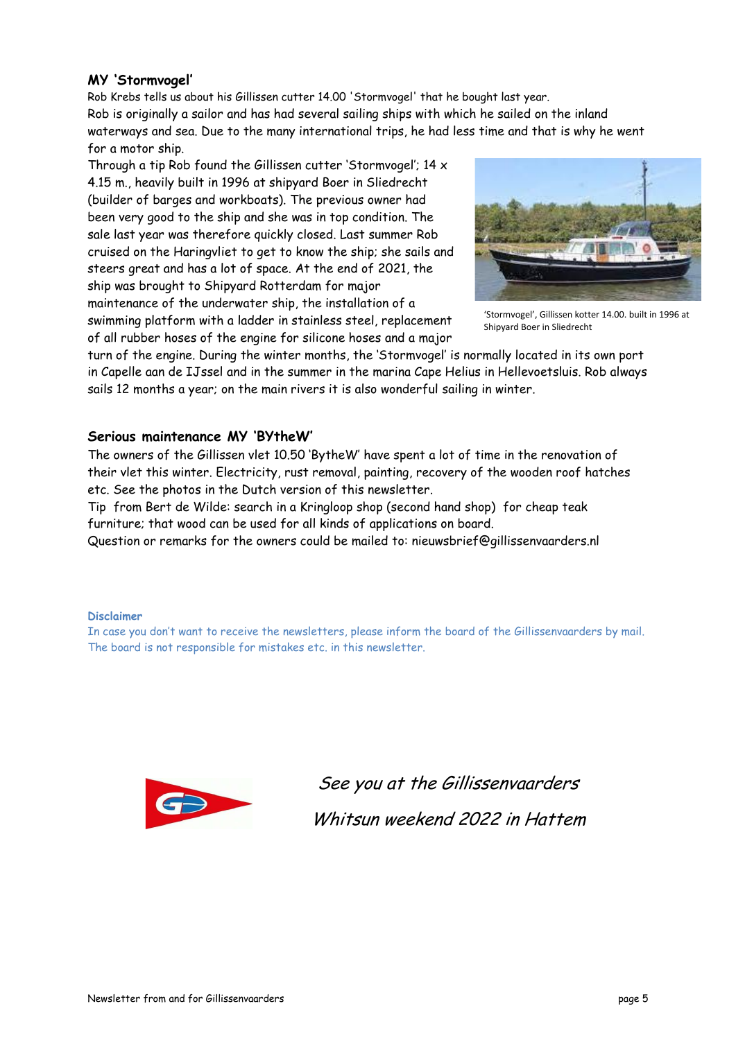### MY 'Stormvogel'

Rob Krebs tells us about his Gillissen cutter 14.00 'Stormvogel' that he bought last year.

Rob is originally a sailor and has had several sailing ships with which he sailed on the inland waterways and sea. Due to the many international trips, he had less time and that is why he went for a motor ship.

Through a tip Rob found the Gillissen cutter 'Stormvogel'; 14 x 4.15 m., heavily built in 1996 at shipyard Boer in Sliedrecht (builder of barges and workboats). The previous owner had been very good to the ship and she was in top condition. The sale last year was therefore quickly closed. Last summer Rob cruised on the Haringvliet to get to know the ship; she sails and steers great and has a lot of space. At the end of 2021, the ship was brought to Shipyard Rotterdam for major maintenance of the underwater ship, the installation of a swimming platform with a ladder in stainless steel, replacement of all rubber hoses of the engine for silicone hoses and a major turn of the engine. During the winter months, the 'Stormvogel' is normally located in its own port in Capelle aan de IJssel and in the summer in the marina Cape Helius in Hellevoetsluis. Rob always sails 12 months a year; on the main rivers it is also wonderful sailing in winter.

'Stormvogel', Gillissen kotter 14.00. built in 1996 at Shipyard Boer in Sliedrecht

### Serious maintenance MY 'BYtheW'

The owners of the Gillissen vlet 10.50 'BytheW' have spent a lot of time in the renovation of their vlet this winter. Electricity, rust removal, painting, recovery of the wooden roof hatches etc. See the photos in the Dutch version of this newsletter.

Tip from Bert de Wilde: search in a Kringloop shop (second hand shop) for cheap teak furniture; that wood can be used for all kinds of applications on board.

Question or remarks for the owners could be mailed to: nieuwsbrief@gillissenvaarders.nl

**Disclaimer**

In case you don't want to receive the newsletters, please inform the board of the Gillissenvaarders by mail.
The board is not responsible for mistakes etc. in this newsletter.

*See you at the Gillissenvaarders*

*Whitsun weekend 2022 in Hattem*